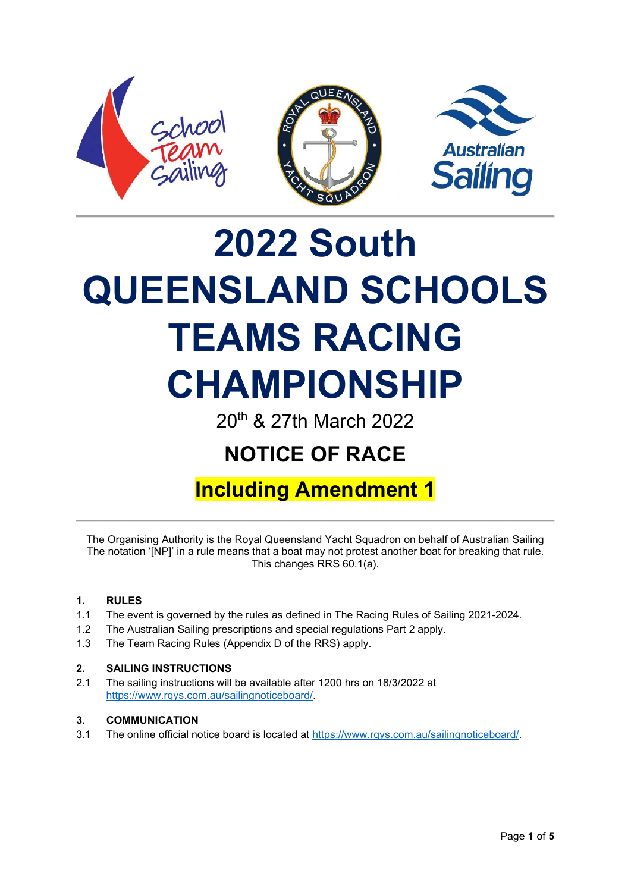# 2022 South QUEENSLAND SCHOOLS TEAMS RACING CHAMPIONSHIP

20th & 27th March 2022

## NOTICE OF RACE

## Including Amendment 1

The Organising Authority is the Royal Queensland Yacht Squadron on behalf of Australian Sailing
The notation '[NP]' in a rule means that a boat may not protest another boat for breaking that rule.
This changes RRS 60.1(a).

### 1. RULES

1.1 The event is governed by the rules as defined in The Racing Rules of Sailing 2021-2024.

1.2 The Australian Sailing prescriptions and special regulations Part 2 apply.

1.3 The Team Racing Rules (Appendix D of the RRS) apply.

### 2. SAILING INSTRUCTIONS

2.1 The sailing instructions will be available after 1200 hrs on 18/3/2022 at https://www.rqys.com.au/sailingnoticeboard/.

### 3. COMMUNICATION

3.1 The online official notice board is located at https://www.rqys.com.au/sailingnoticeboard/.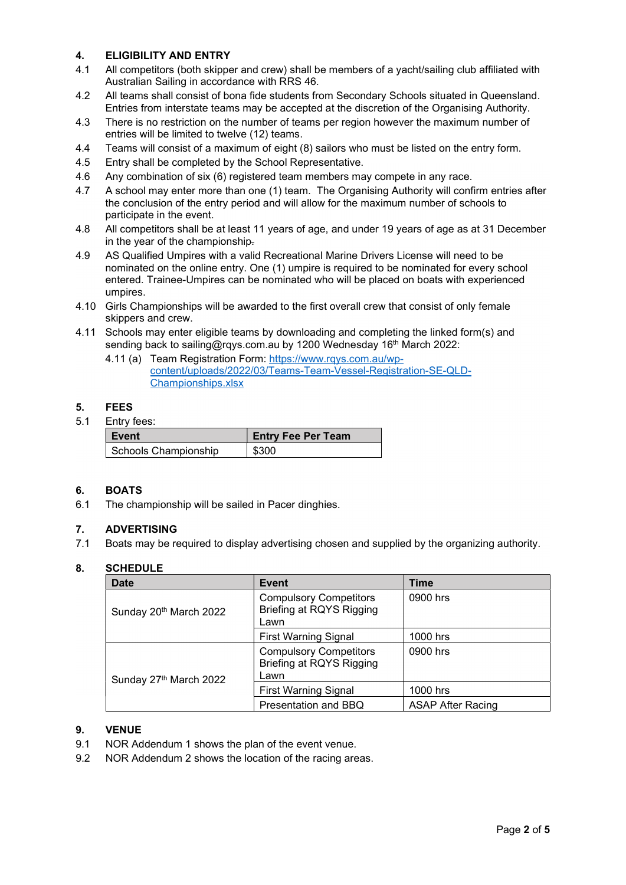## 4. ELIGIBILITY AND ENTRY

4.1 All competitors (both skipper and crew) shall be members of a yacht/sailing club affiliated with Australian Sailing in accordance with RRS 46.

4.2 All teams shall consist of bona fide students from Secondary Schools situated in Queensland. Entries from interstate teams may be accepted at the discretion of the Organising Authority.

4.3 There is no restriction on the number of teams per region however the maximum number of entries will be limited to twelve (12) teams.

4.4 Teams will consist of a maximum of eight (8) sailors who must be listed on the entry form.

4.5 Entry shall be completed by the School Representative.

4.6 Any combination of six (6) registered team members may compete in any race.

4.7 A school may enter more than one (1) team. The Organising Authority will confirm entries after the conclusion of the entry period and will allow for the maximum number of schools to participate in the event.

4.8 All competitors shall be at least 11 years of age, and under 19 years of age as at 31 December in the year of the championship.

4.9 AS Qualified Umpires with a valid Recreational Marine Drivers License will need to be nominated on the online entry. One (1) umpire is required to be nominated for every school entered. Trainee-Umpires can be nominated who will be placed on boats with experienced umpires.

4.10 Girls Championships will be awarded to the first overall crew that consist of only female skippers and crew.

4.11 Schools may enter eligible teams by downloading and completing the linked form(s) and sending back to sailing@rqys.com.au by 1200 Wednesday 16th March 2022:

4.11 (a) Team Registration Form: [https://www.rqys.com.au/wp-content/uploads/2022/03/Teams-Team-Vessel-Registration-SE-QLD-Championships.xlsx](https://www.rqys.com.au/wp-content/uploads/2022/03/Teams-Team-Vessel-Registration-SE-QLD-Championships.xlsx)

## 5. FEES

5.1 Entry fees:

| Event | Entry Fee Per Team |
|---|---|
| Schools Championship | $300 |

## 6. BOATS

6.1 The championship will be sailed in Pacer dinghies.

## 7. ADVERTISING

7.1 Boats may be required to display advertising chosen and supplied by the organizing authority.

## 8. SCHEDULE

| Date | Event | Time |
|---|---|---|
| Sunday 20th March 2022 | Compulsory Competitors Briefing at RQYS Rigging Lawn | 0900 hrs |
| | First Warning Signal | 1000 hrs |
| Sunday 27th March 2022 | Compulsory Competitors Briefing at RQYS Rigging Lawn | 0900 hrs |
| | First Warning Signal | 1000 hrs |
| | Presentation and BBQ | ASAP After Racing |

## 9. VENUE

9.1 NOR Addendum 1 shows the plan of the event venue.

9.2 NOR Addendum 2 shows the location of the racing areas.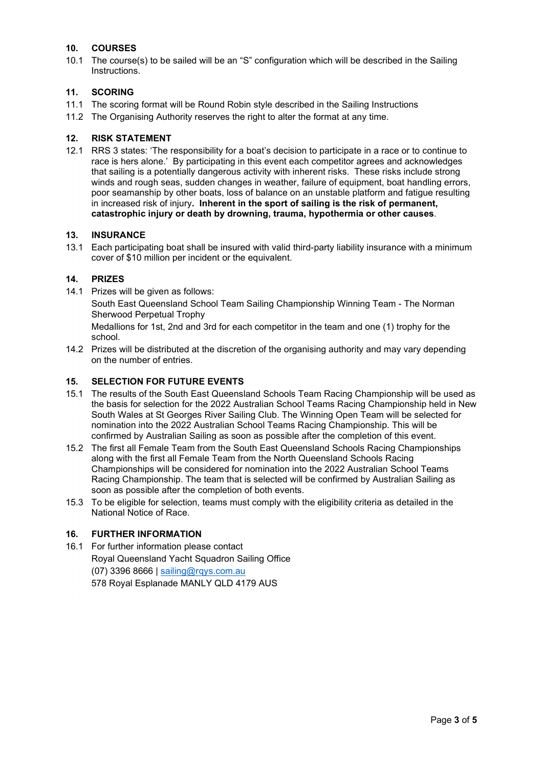## 10. COURSES

10.1 The course(s) to be sailed will be an "S" configuration which will be described in the Sailing Instructions.

## 11. SCORING

11.1 The scoring format will be Round Robin style described in the Sailing Instructions

11.2 The Organising Authority reserves the right to alter the format at any time.

## 12. RISK STATEMENT

12.1 RRS 3 states: 'The responsibility for a boat's decision to participate in a race or to continue to race is hers alone.' By participating in this event each competitor agrees and acknowledges that sailing is a potentially dangerous activity with inherent risks. These risks include strong winds and rough seas, sudden changes in weather, failure of equipment, boat handling errors, poor seamanship by other boats, loss of balance on an unstable platform and fatigue resulting in increased risk of injury**. Inherent in the sport of sailing is the risk of permanent, catastrophic injury or death by drowning, trauma, hypothermia or other causes**.

## 13. INSURANCE

13.1 Each participating boat shall be insured with valid third-party liability insurance with a minimum cover of $10 million per incident or the equivalent.

## 14. PRIZES

14.1 Prizes will be given as follows:

South East Queensland School Team Sailing Championship Winning Team - The Norman Sherwood Perpetual Trophy

Medallions for 1st, 2nd and 3rd for each competitor in the team and one (1) trophy for the school.

14.2 Prizes will be distributed at the discretion of the organising authority and may vary depending on the number of entries.

## 15. SELECTION FOR FUTURE EVENTS

15.1 The results of the South East Queensland Schools Team Racing Championship will be used as the basis for selection for the 2022 Australian School Teams Racing Championship held in New South Wales at St Georges River Sailing Club. The Winning Open Team will be selected for nomination into the 2022 Australian School Teams Racing Championship. This will be confirmed by Australian Sailing as soon as possible after the completion of this event.

15.2 The first all Female Team from the South East Queensland Schools Racing Championships along with the first all Female Team from the North Queensland Schools Racing Championships will be considered for nomination into the 2022 Australian School Teams Racing Championship. The team that is selected will be confirmed by Australian Sailing as soon as possible after the completion of both events.

15.3 To be eligible for selection, teams must comply with the eligibility criteria as detailed in the National Notice of Race.

## 16. FURTHER INFORMATION

16.1 For further information please contact

Royal Queensland Yacht Squadron Sailing Office

(07) 3396 8666 | sailing@rqys.com.au

578 Royal Esplanade MANLY QLD 4179 AUS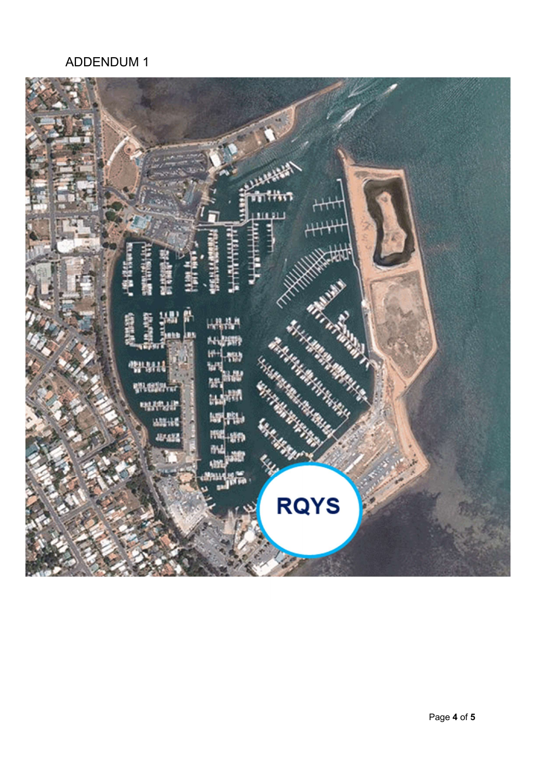ADDENDUM 1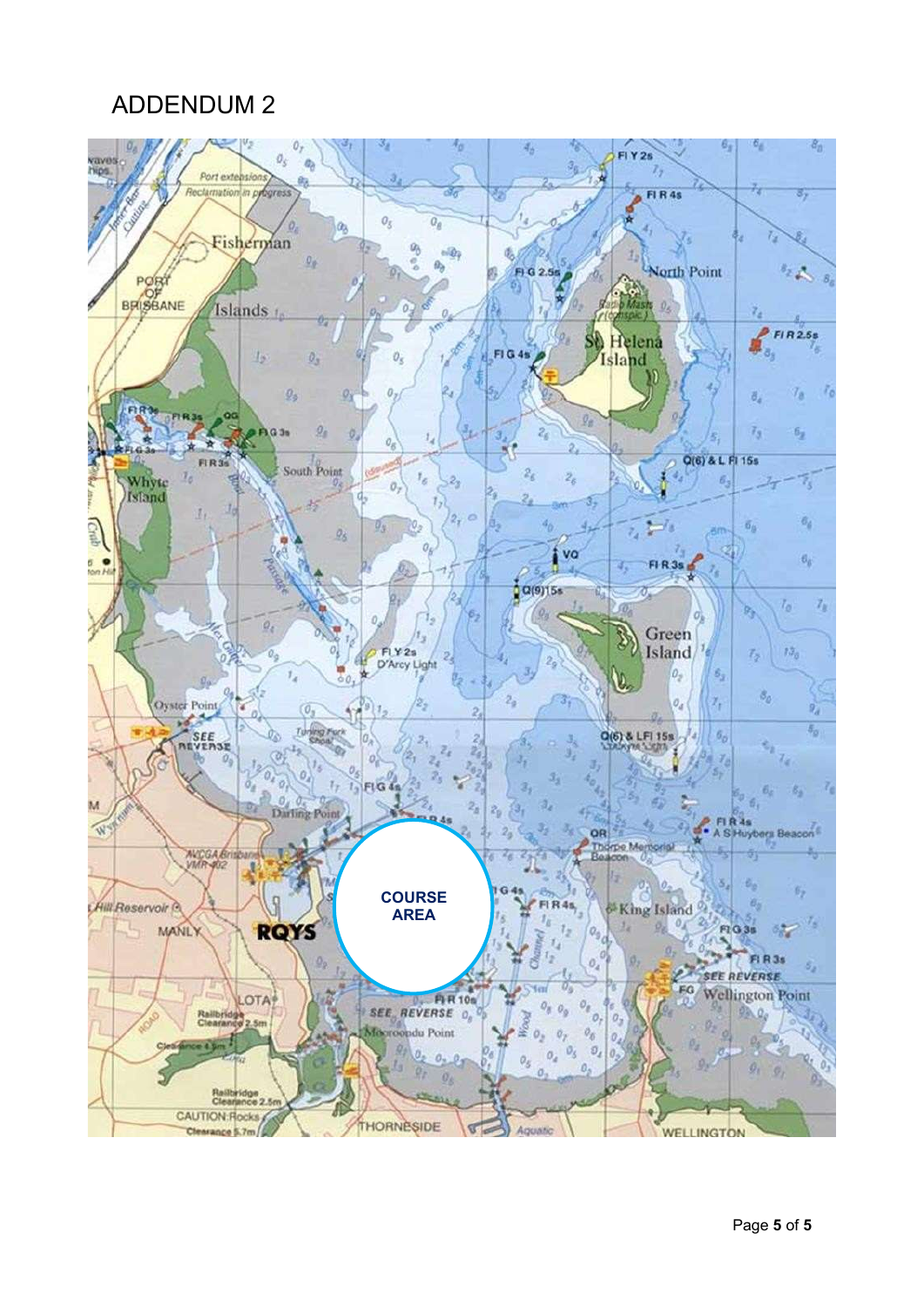# ADDENDUM 2

COURSE AREA